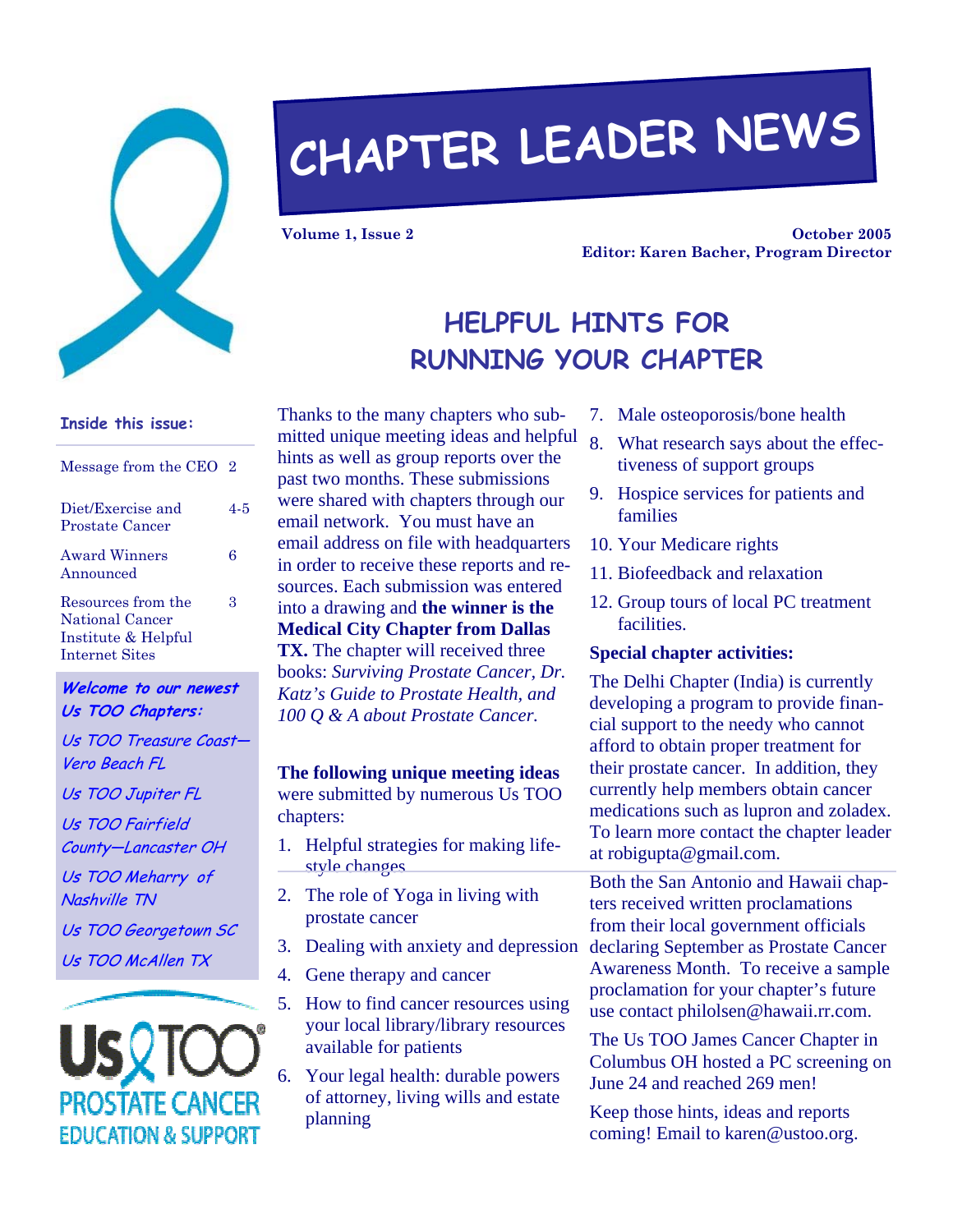# CHAPTER LEADER NEWS

**Volume 1, Issue 2** **October 2005**

**Editor: Karen Bacher, Program Director**

### Inside this issue:

| | |
|---|---|
| Message from the CEO | 2 |
| Diet/Exercise and Prostate Cancer | 4-5 |
| Award Winners Announced | 6 |
| Resources from the National Cancer Institute & Helpful Internet Sites | 3 |

***Welcome to our newest Us TOO Chapters:***

*Us TOO Treasure Coast—Vero Beach FL*

*Us TOO Jupiter FL*

*Us TOO Fairfield County—Lancaster OH*

*Us TOO Meharry of Nashville TN*

*Us TOO Georgetown SC*

*Us TOO McAllen TX*

Us TOO PROSTATE CANCER EDUCATION & SUPPORT

## HELPFUL HINTS FOR RUNNING YOUR CHAPTER

Thanks to the many chapters who submitted unique meeting ideas and helpful hints as well as group reports over the past two months. These submissions were shared with chapters through our email network. You must have an email address on file with headquarters in order to receive these reports and resources. Each submission was entered into a drawing and **the winner is the Medical City Chapter from Dallas TX.** The chapter will received three books: *Surviving Prostate Cancer, Dr. Katz's Guide to Prostate Health, and 100 Q & A about Prostate Cancer.*

**The following unique meeting ideas** were submitted by numerous Us TOO chapters:

1. Helpful strategies for making lifestyle changes
2. The role of Yoga in living with prostate cancer
3. Dealing with anxiety and depression
4. Gene therapy and cancer
5. How to find cancer resources using your local library/library resources available for patients
6. Your legal health: durable powers of attorney, living wills and estate planning
7. Male osteoporosis/bone health
8. What research says about the effectiveness of support groups
9. Hospice services for patients and families
10. Your Medicare rights
11. Biofeedback and relaxation
12. Group tours of local PC treatment facilities.

**Special chapter activities:**

The Delhi Chapter (India) is currently developing a program to provide financial support to the needy who cannot afford to obtain proper treatment for their prostate cancer. In addition, they currently help members obtain cancer medications such as lupron and zoladex. To learn more contact the chapter leader at robigupta@gmail.com.

Both the San Antonio and Hawaii chapters received written proclamations from their local government officials declaring September as Prostate Cancer Awareness Month. To receive a sample proclamation for your chapter's future use contact philolsen@hawaii.rr.com.

The Us TOO James Cancer Chapter in Columbus OH hosted a PC screening on June 24 and reached 269 men!

Keep those hints, ideas and reports coming! Email to karen@ustoo.org.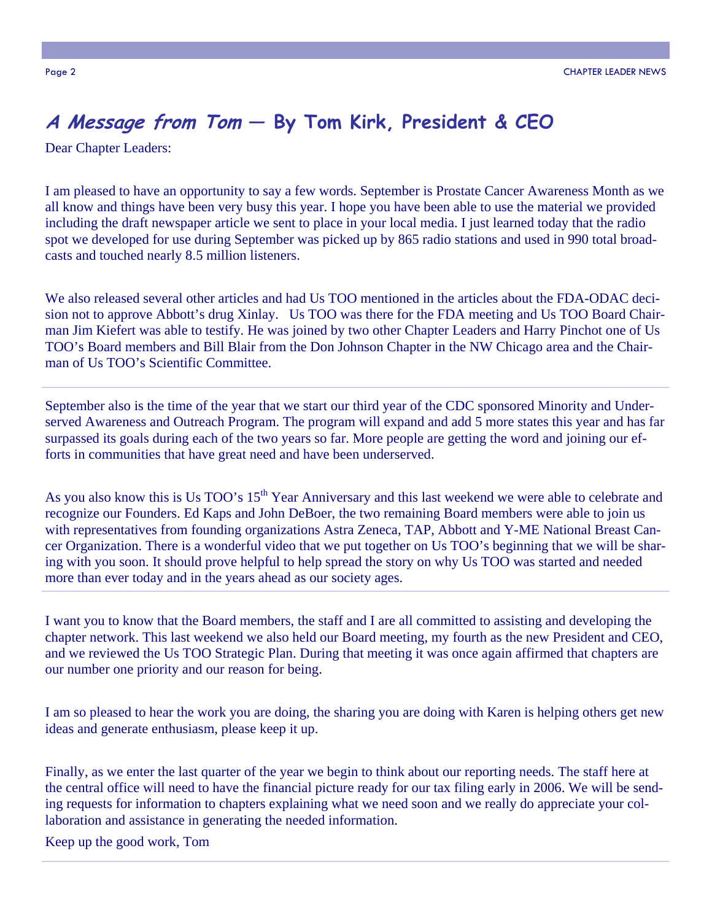## *A Message from Tom* — By Tom Kirk, President & CEO

Dear Chapter Leaders:

I am pleased to have an opportunity to say a few words. September is Prostate Cancer Awareness Month as we all know and things have been very busy this year. I hope you have been able to use the material we provided including the draft newspaper article we sent to place in your local media. I just learned today that the radio spot we developed for use during September was picked up by 865 radio stations and used in 990 total broadcasts and touched nearly 8.5 million listeners.

We also released several other articles and had Us TOO mentioned in the articles about the FDA-ODAC decision not to approve Abbott's drug Xinlay. Us TOO was there for the FDA meeting and Us TOO Board Chairman Jim Kiefert was able to testify. He was joined by two other Chapter Leaders and Harry Pinchot one of Us TOO's Board members and Bill Blair from the Don Johnson Chapter in the NW Chicago area and the Chairman of Us TOO's Scientific Committee.

September also is the time of the year that we start our third year of the CDC sponsored Minority and Underserved Awareness and Outreach Program. The program will expand and add 5 more states this year and has far surpassed its goals during each of the two years so far. More people are getting the word and joining our efforts in communities that have great need and have been underserved.

As you also know this is Us TOO's 15th Year Anniversary and this last weekend we were able to celebrate and recognize our Founders. Ed Kaps and John DeBoer, the two remaining Board members were able to join us with representatives from founding organizations Astra Zeneca, TAP, Abbott and Y-ME National Breast Cancer Organization. There is a wonderful video that we put together on Us TOO's beginning that we will be sharing with you soon. It should prove helpful to help spread the story on why Us TOO was started and needed more than ever today and in the years ahead as our society ages.

I want you to know that the Board members, the staff and I are all committed to assisting and developing the chapter network. This last weekend we also held our Board meeting, my fourth as the new President and CEO, and we reviewed the Us TOO Strategic Plan. During that meeting it was once again affirmed that chapters are our number one priority and our reason for being.

I am so pleased to hear the work you are doing, the sharing you are doing with Karen is helping others get new ideas and generate enthusiasm, please keep it up.

Finally, as we enter the last quarter of the year we begin to think about our reporting needs. The staff here at the central office will need to have the financial picture ready for our tax filing early in 2006. We will be sending requests for information to chapters explaining what we need soon and we really do appreciate your collaboration and assistance in generating the needed information.

Keep up the good work, Tom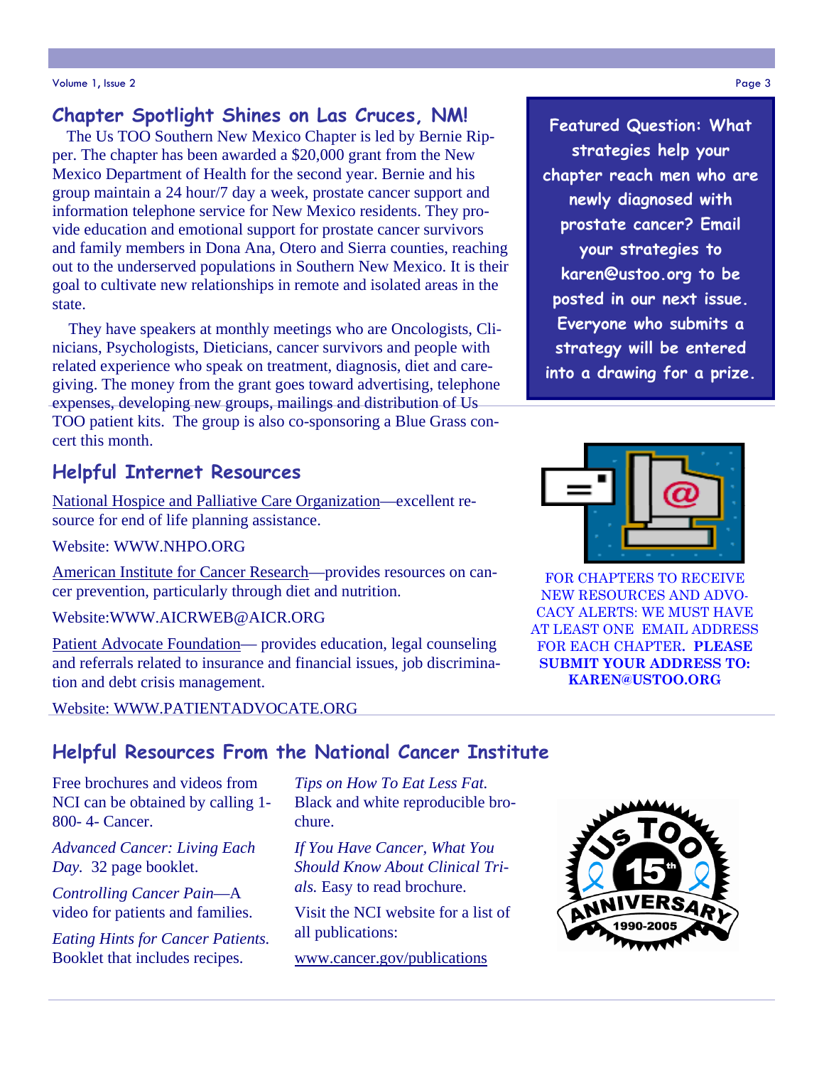## Chapter Spotlight Shines on Las Cruces, NM!

The Us TOO Southern New Mexico Chapter is led by Bernie Ripper. The chapter has been awarded a $20,000 grant from the New Mexico Department of Health for the second year. Bernie and his group maintain a 24 hour/7 day a week, prostate cancer support and information telephone service for New Mexico residents. They provide education and emotional support for prostate cancer survivors and family members in Dona Ana, Otero and Sierra counties, reaching out to the underserved populations in Southern New Mexico. It is their goal to cultivate new relationships in remote and isolated areas in the state.

They have speakers at monthly meetings who are Oncologists, Clinicians, Psychologists, Dieticians, cancer survivors and people with related experience who speak on treatment, diagnosis, diet and caregiving. The money from the grant goes toward advertising, telephone expenses, developing new groups, mailings and distribution of Us TOO patient kits. The group is also co-sponsoring a Blue Grass concert this month.

**Featured Question: What strategies help your chapter reach men who are newly diagnosed with prostate cancer? Email your strategies to karen@ustoo.org to be posted in our next issue. Everyone who submits a strategy will be entered into a drawing for a prize.**

## Helpful Internet Resources

National Hospice and Palliative Care Organization—excellent resource for end of life planning assistance.

Website: WWW.NHPO.ORG

American Institute for Cancer Research—provides resources on cancer prevention, particularly through diet and nutrition.

Website:WWW.AICRWEB@AICR.ORG

Patient Advocate Foundation— provides education, legal counseling and referrals related to insurance and financial issues, job discrimination and debt crisis management.

Website: WWW.PATIENTADVOCATE.ORG

FOR CHAPTERS TO RECEIVE NEW RESOURCES AND ADVOCACY ALERTS: WE MUST HAVE AT LEAST ONE EMAIL ADDRESS FOR EACH CHAPTER. **PLEASE SUBMIT YOUR ADDRESS TO: KAREN@USTOO.ORG**

## Helpful Resources From the National Cancer Institute

Free brochures and videos from NCI can be obtained by calling 1-800- 4- Cancer.

*Advanced Cancer: Living Each Day.* 32 page booklet.

*Controlling Cancer Pain*—A video for patients and families.

*Eating Hints for Cancer Patients.* Booklet that includes recipes.

*Tips on How To Eat Less Fat.* Black and white reproducible brochure.

*If You Have Cancer, What You Should Know About Clinical Trials.* Easy to read brochure.

Visit the NCI website for a list of all publications:

www.cancer.gov/publications

Us TOO 15th ANNIVERSARY 1990-2005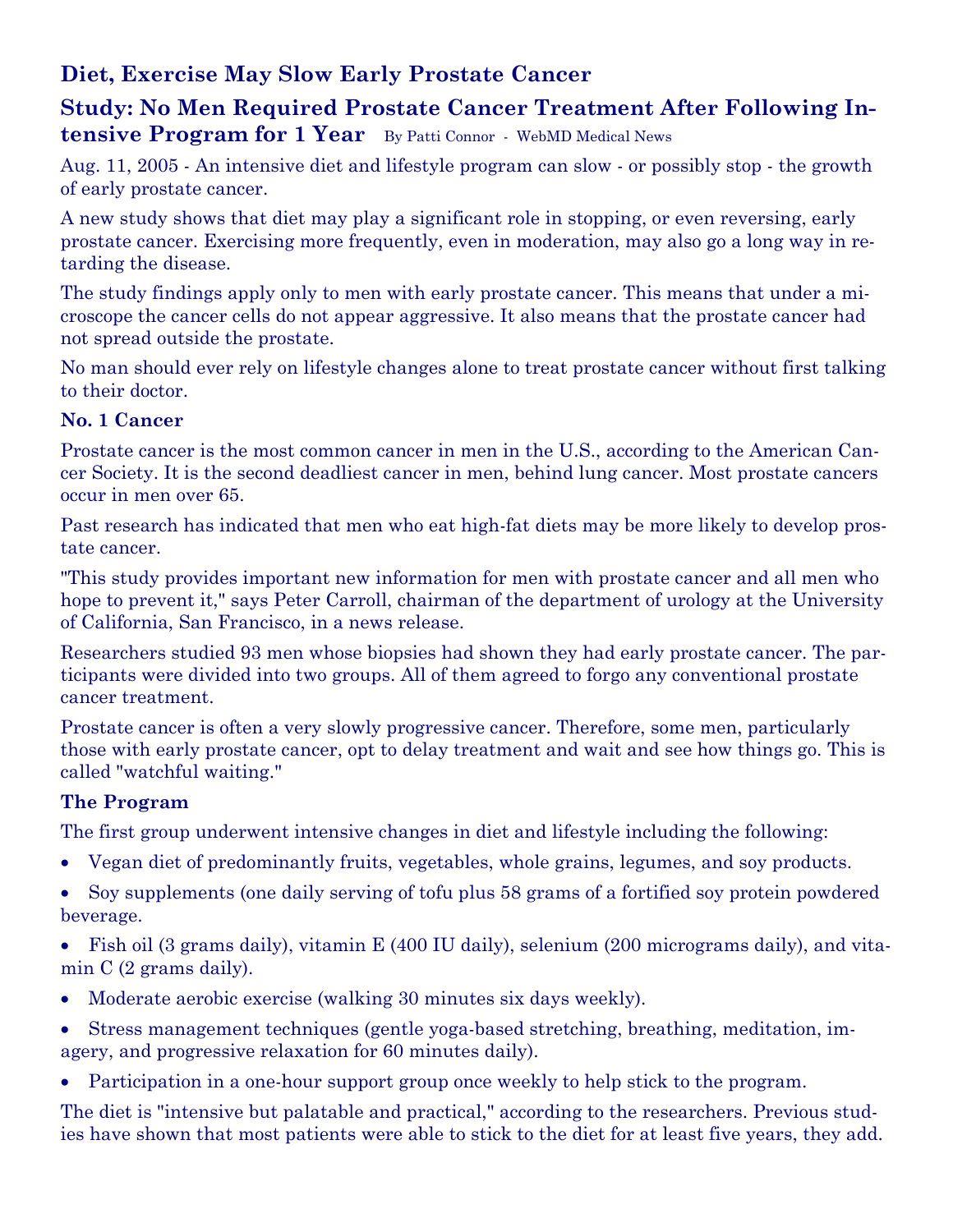## Diet, Exercise May Slow Early Prostate Cancer

### Study: No Men Required Prostate Cancer Treatment After Following Intensive Program for 1 Year

By Patti Connor - WebMD Medical News

Aug. 11, 2005 - An intensive diet and lifestyle program can slow - or possibly stop - the growth of early prostate cancer.

A new study shows that diet may play a significant role in stopping, or even reversing, early prostate cancer. Exercising more frequently, even in moderation, may also go a long way in retarding the disease.

The study findings apply only to men with early prostate cancer. This means that under a microscope the cancer cells do not appear aggressive. It also means that the prostate cancer had not spread outside the prostate.

No man should ever rely on lifestyle changes alone to treat prostate cancer without first talking to their doctor.

#### No. 1 Cancer

Prostate cancer is the most common cancer in men in the U.S., according to the American Cancer Society. It is the second deadliest cancer in men, behind lung cancer. Most prostate cancers occur in men over 65.

Past research has indicated that men who eat high-fat diets may be more likely to develop prostate cancer.

"This study provides important new information for men with prostate cancer and all men who hope to prevent it," says Peter Carroll, chairman of the department of urology at the University of California, San Francisco, in a news release.

Researchers studied 93 men whose biopsies had shown they had early prostate cancer. The participants were divided into two groups. All of them agreed to forgo any conventional prostate cancer treatment.

Prostate cancer is often a very slowly progressive cancer. Therefore, some men, particularly those with early prostate cancer, opt to delay treatment and wait and see how things go. This is called "watchful waiting."

#### The Program

The first group underwent intensive changes in diet and lifestyle including the following:

- Vegan diet of predominantly fruits, vegetables, whole grains, legumes, and soy products.
- Soy supplements (one daily serving of tofu plus 58 grams of a fortified soy protein powdered beverage.
- Fish oil (3 grams daily), vitamin E (400 IU daily), selenium (200 micrograms daily), and vitamin C (2 grams daily).
- Moderate aerobic exercise (walking 30 minutes six days weekly).
- Stress management techniques (gentle yoga-based stretching, breathing, meditation, imagery, and progressive relaxation for 60 minutes daily).
- Participation in a one-hour support group once weekly to help stick to the program.

The diet is "intensive but palatable and practical," according to the researchers. Previous studies have shown that most patients were able to stick to the diet for at least five years, they add.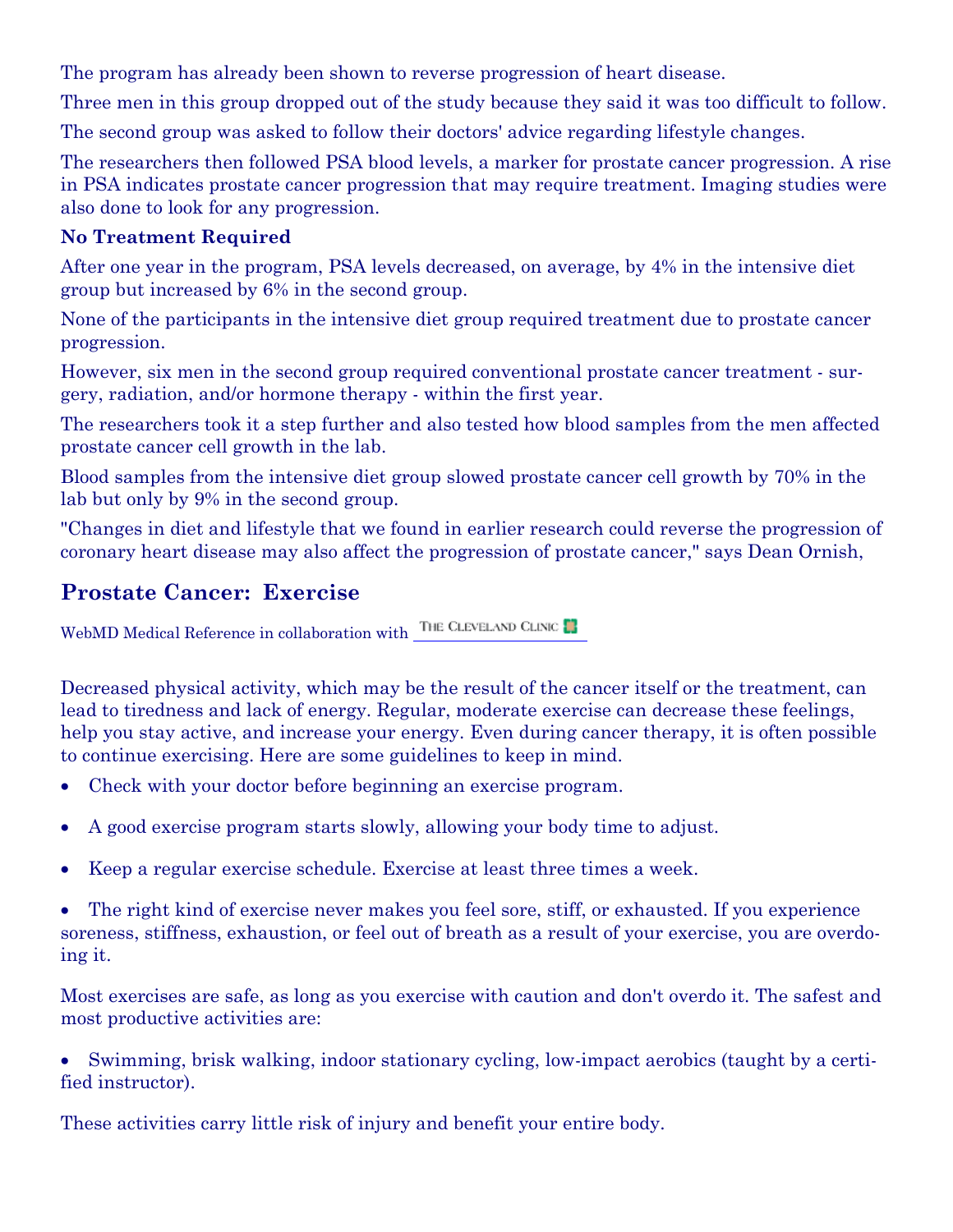The program has already been shown to reverse progression of heart disease.

Three men in this group dropped out of the study because they said it was too difficult to follow.

The second group was asked to follow their doctors' advice regarding lifestyle changes.

The researchers then followed PSA blood levels, a marker for prostate cancer progression. A rise in PSA indicates prostate cancer progression that may require treatment. Imaging studies were also done to look for any progression.

**No Treatment Required**

After one year in the program, PSA levels decreased, on average, by 4% in the intensive diet group but increased by 6% in the second group.

None of the participants in the intensive diet group required treatment due to prostate cancer progression.

However, six men in the second group required conventional prostate cancer treatment - surgery, radiation, and/or hormone therapy - within the first year.

The researchers took it a step further and also tested how blood samples from the men affected prostate cancer cell growth in the lab.

Blood samples from the intensive diet group slowed prostate cancer cell growth by 70% in the lab but only by 9% in the second group.

"Changes in diet and lifestyle that we found in earlier research could reverse the progression of coronary heart disease may also affect the progression of prostate cancer," says Dean Ornish,

## Prostate Cancer: Exercise

WebMD Medical Reference in collaboration with The Cleveland Clinic

Decreased physical activity, which may be the result of the cancer itself or the treatment, can lead to tiredness and lack of energy. Regular, moderate exercise can decrease these feelings, help you stay active, and increase your energy. Even during cancer therapy, it is often possible to continue exercising. Here are some guidelines to keep in mind.

- Check with your doctor before beginning an exercise program.
- A good exercise program starts slowly, allowing your body time to adjust.
- Keep a regular exercise schedule. Exercise at least three times a week.
- The right kind of exercise never makes you feel sore, stiff, or exhausted. If you experience soreness, stiffness, exhaustion, or feel out of breath as a result of your exercise, you are overdoing it.

Most exercises are safe, as long as you exercise with caution and don't overdo it. The safest and most productive activities are:

- Swimming, brisk walking, indoor stationary cycling, low-impact aerobics (taught by a certified instructor).

These activities carry little risk of injury and benefit your entire body.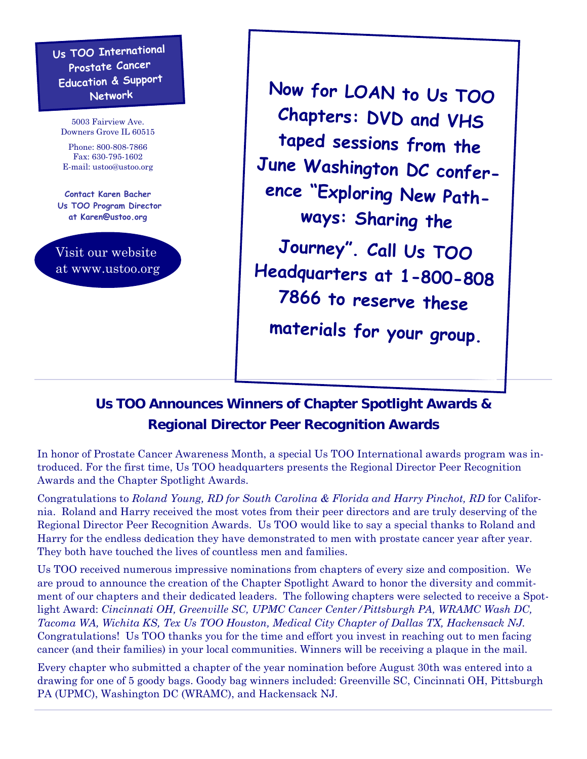**Us TOO International Prostate Cancer Education & Support Network**

5003 Fairview Ave.
Downers Grove IL 60515

Phone: 800-808-7866
Fax: 630-795-1602
E-mail: ustoo@ustoo.org

**Contact Karen Bacher**
**Us TOO Program Director**
**at Karen@ustoo.org**

Visit our website at www.ustoo.org

**Now for LOAN to Us TOO Chapters: DVD and VHS taped sessions from the June Washington DC conference "Exploring New Pathways: Sharing the Journey". Call Us TOO Headquarters at 1-800-808 7866 to reserve these materials for your group.**

## Us TOO Announces Winners of Chapter Spotlight Awards & Regional Director Peer Recognition Awards

In honor of Prostate Cancer Awareness Month, a special Us TOO International awards program was introduced. For the first time, Us TOO headquarters presents the Regional Director Peer Recognition Awards and the Chapter Spotlight Awards.

Congratulations to *Roland Young, RD for South Carolina & Florida and Harry Pinchot, RD* for California. Roland and Harry received the most votes from their peer directors and are truly deserving of the Regional Director Peer Recognition Awards. Us TOO would like to say a special thanks to Roland and Harry for the endless dedication they have demonstrated to men with prostate cancer year after year. They both have touched the lives of countless men and families.

Us TOO received numerous impressive nominations from chapters of every size and composition. We are proud to announce the creation of the Chapter Spotlight Award to honor the diversity and commitment of our chapters and their dedicated leaders. The following chapters were selected to receive a Spotlight Award: *Cincinnati OH, Greenville SC, UPMC Cancer Center/Pittsburgh PA, WRAMC Wash DC, Tacoma WA, Wichita KS, Tex Us TOO Houston, Medical City Chapter of Dallas TX, Hackensack NJ.* Congratulations! Us TOO thanks you for the time and effort you invest in reaching out to men facing cancer (and their families) in your local communities. Winners will be receiving a plaque in the mail.

Every chapter who submitted a chapter of the year nomination before August 30th was entered into a drawing for one of 5 goody bags. Goody bag winners included: Greenville SC, Cincinnati OH, Pittsburgh PA (UPMC), Washington DC (WRAMC), and Hackensack NJ.